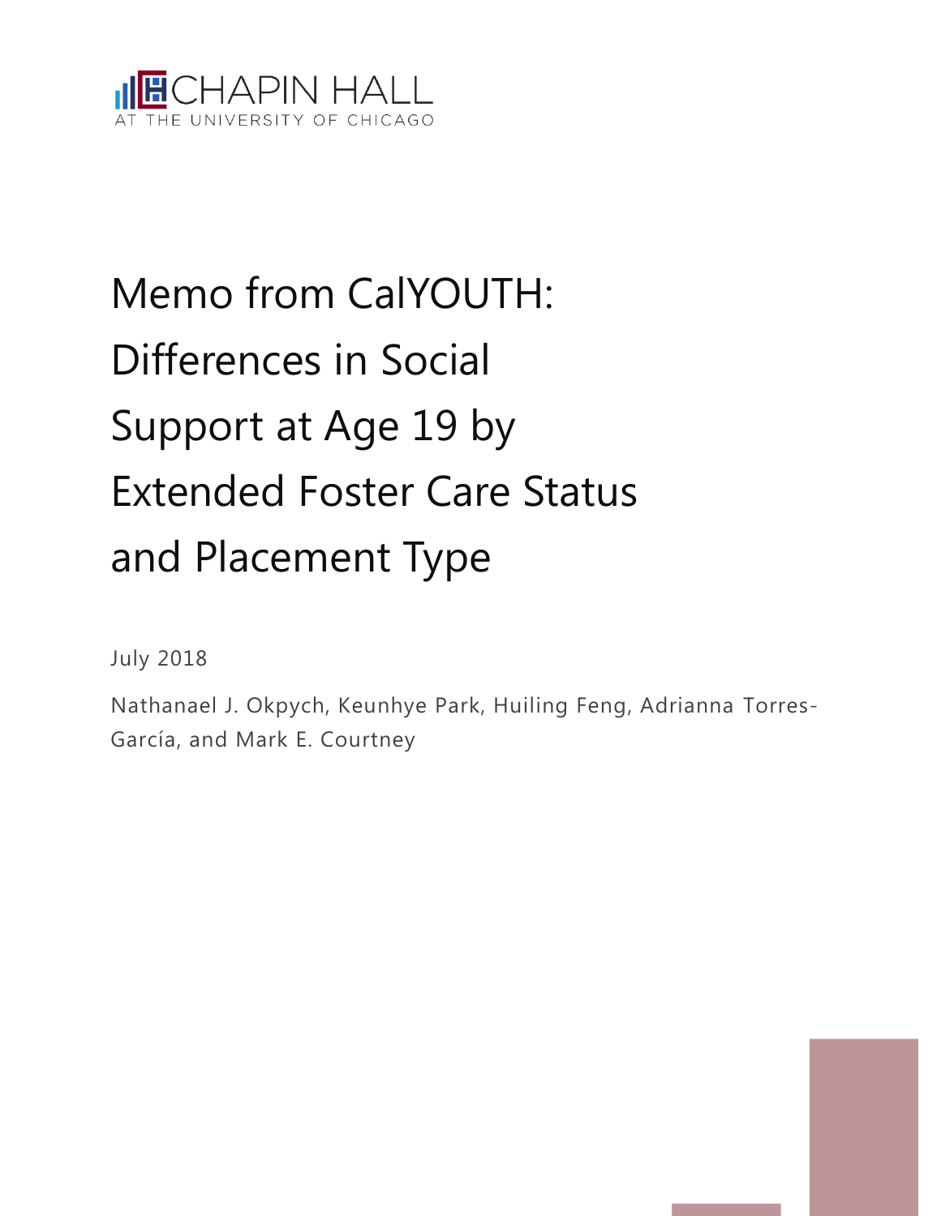CHAPIN HALL
AT THE UNIVERSITY OF CHICAGO

# Memo from CalYOUTH: Differences in Social Support at Age 19 by Extended Foster Care Status and Placement Type

July 2018

Nathanael J. Okpych, Keunhye Park, Huiling Feng, Adrianna Torres-García, and Mark E. Courtney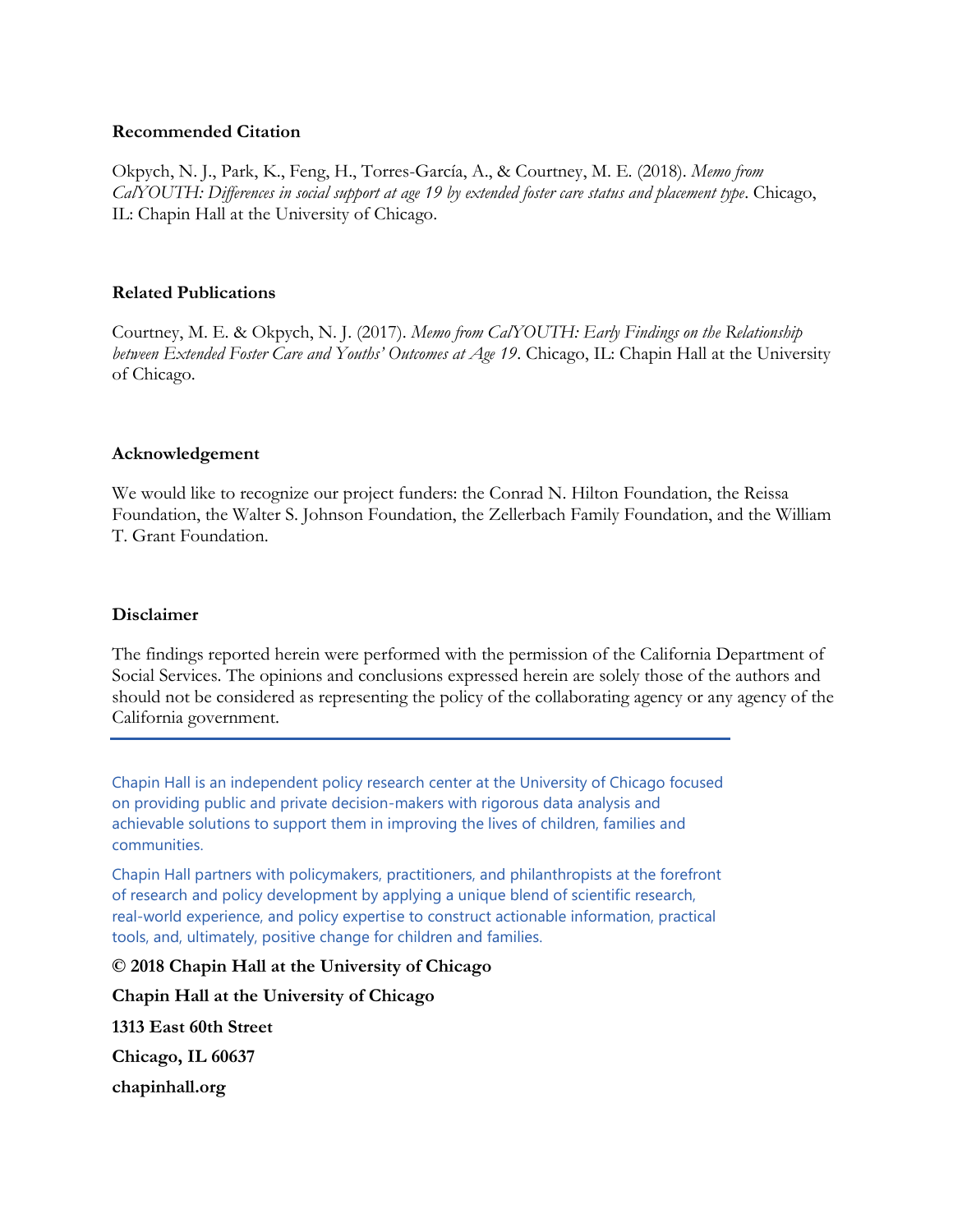**Recommended Citation**

Okpych, N. J., Park, K., Feng, H., Torres-García, A., & Courtney, M. E. (2018). *Memo from CalYOUTH: Differences in social support at age 19 by extended foster care status and placement type*. Chicago, IL: Chapin Hall at the University of Chicago.

**Related Publications**

Courtney, M. E. & Okpych, N. J. (2017). *Memo from CalYOUTH: Early Findings on the Relationship between Extended Foster Care and Youths' Outcomes at Age 19*. Chicago, IL: Chapin Hall at the University of Chicago.

**Acknowledgement**

We would like to recognize our project funders: the Conrad N. Hilton Foundation, the Reissa Foundation, the Walter S. Johnson Foundation, the Zellerbach Family Foundation, and the William T. Grant Foundation.

**Disclaimer**

The findings reported herein were performed with the permission of the California Department of Social Services. The opinions and conclusions expressed herein are solely those of the authors and should not be considered as representing the policy of the collaborating agency or any agency of the California government.

---

Chapin Hall is an independent policy research center at the University of Chicago focused on providing public and private decision-makers with rigorous data analysis and achievable solutions to support them in improving the lives of children, families and communities.

Chapin Hall partners with policymakers, practitioners, and philanthropists at the forefront of research and policy development by applying a unique blend of scientific research, real-world experience, and policy expertise to construct actionable information, practical tools, and, ultimately, positive change for children and families.

**© 2018 Chapin Hall at the University of Chicago**

**Chapin Hall at the University of Chicago**

**1313 East 60th Street**

**Chicago, IL 60637**

**chapinhall.org**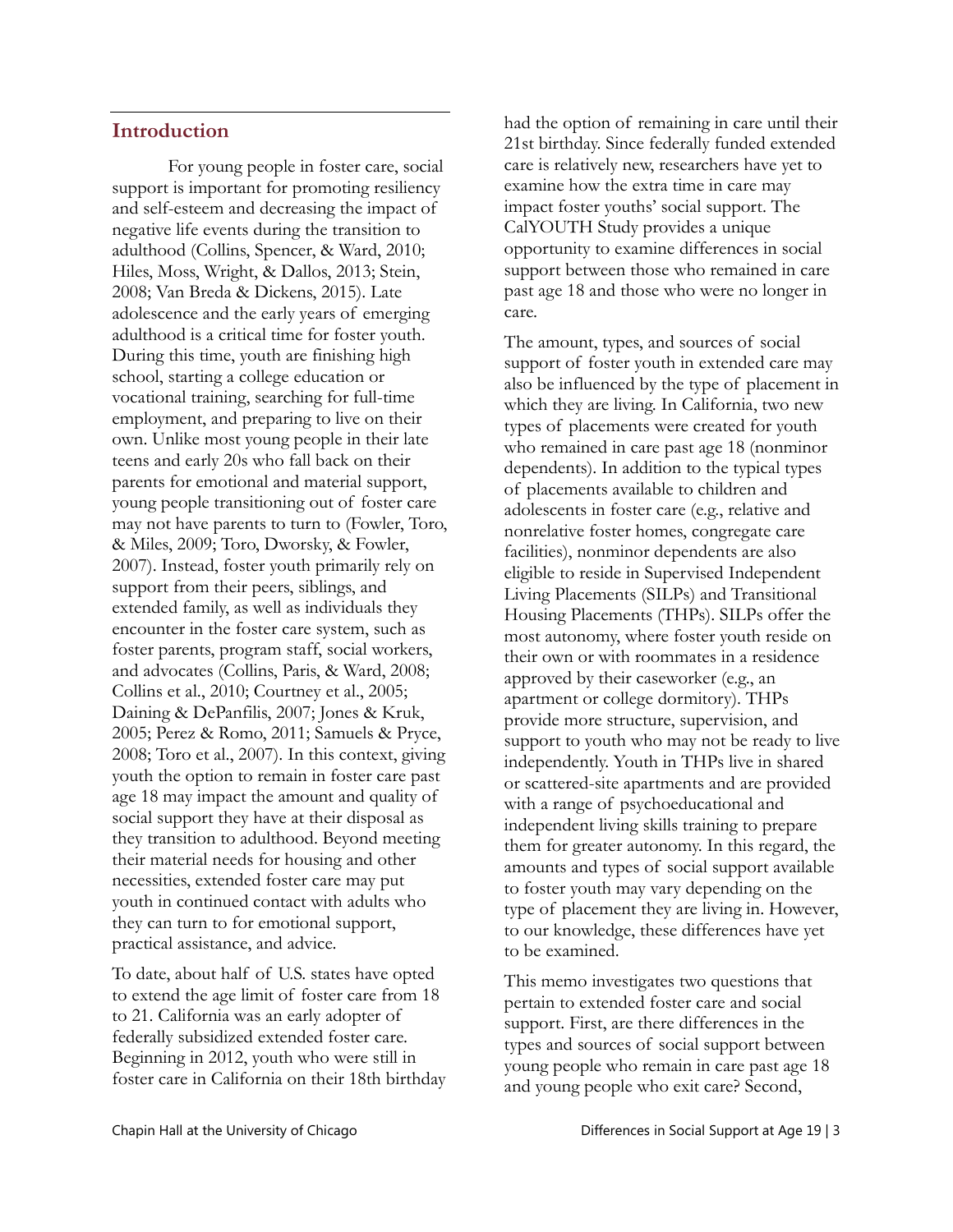## Introduction

For young people in foster care, social support is important for promoting resiliency and self-esteem and decreasing the impact of negative life events during the transition to adulthood (Collins, Spencer, & Ward, 2010; Hiles, Moss, Wright, & Dallos, 2013; Stein, 2008; Van Breda & Dickens, 2015). Late adolescence and the early years of emerging adulthood is a critical time for foster youth. During this time, youth are finishing high school, starting a college education or vocational training, searching for full-time employment, and preparing to live on their own. Unlike most young people in their late teens and early 20s who fall back on their parents for emotional and material support, young people transitioning out of foster care may not have parents to turn to (Fowler, Toro, & Miles, 2009; Toro, Dworsky, & Fowler, 2007). Instead, foster youth primarily rely on support from their peers, siblings, and extended family, as well as individuals they encounter in the foster care system, such as foster parents, program staff, social workers, and advocates (Collins, Paris, & Ward, 2008; Collins et al., 2010; Courtney et al., 2005; Daining & DePanfilis, 2007; Jones & Kruk, 2005; Perez & Romo, 2011; Samuels & Pryce, 2008; Toro et al., 2007). In this context, giving youth the option to remain in foster care past age 18 may impact the amount and quality of social support they have at their disposal as they transition to adulthood. Beyond meeting their material needs for housing and other necessities, extended foster care may put youth in continued contact with adults who they can turn to for emotional support, practical assistance, and advice.

To date, about half of U.S. states have opted to extend the age limit of foster care from 18 to 21. California was an early adopter of federally subsidized extended foster care. Beginning in 2012, youth who were still in foster care in California on their 18th birthday had the option of remaining in care until their 21st birthday. Since federally funded extended care is relatively new, researchers have yet to examine how the extra time in care may impact foster youths' social support. The CalYOUTH Study provides a unique opportunity to examine differences in social support between those who remained in care past age 18 and those who were no longer in care.

The amount, types, and sources of social support of foster youth in extended care may also be influenced by the type of placement in which they are living. In California, two new types of placements were created for youth who remained in care past age 18 (nonminor dependents). In addition to the typical types of placements available to children and adolescents in foster care (e.g., relative and nonrelative foster homes, congregate care facilities), nonminor dependents are also eligible to reside in Supervised Independent Living Placements (SILPs) and Transitional Housing Placements (THPs). SILPs offer the most autonomy, where foster youth reside on their own or with roommates in a residence approved by their caseworker (e.g., an apartment or college dormitory). THPs provide more structure, supervision, and support to youth who may not be ready to live independently. Youth in THPs live in shared or scattered-site apartments and are provided with a range of psychoeducational and independent living skills training to prepare them for greater autonomy. In this regard, the amounts and types of social support available to foster youth may vary depending on the type of placement they are living in. However, to our knowledge, these differences have yet to be examined.

This memo investigates two questions that pertain to extended foster care and social support. First, are there differences in the types and sources of social support between young people who remain in care past age 18 and young people who exit care? Second,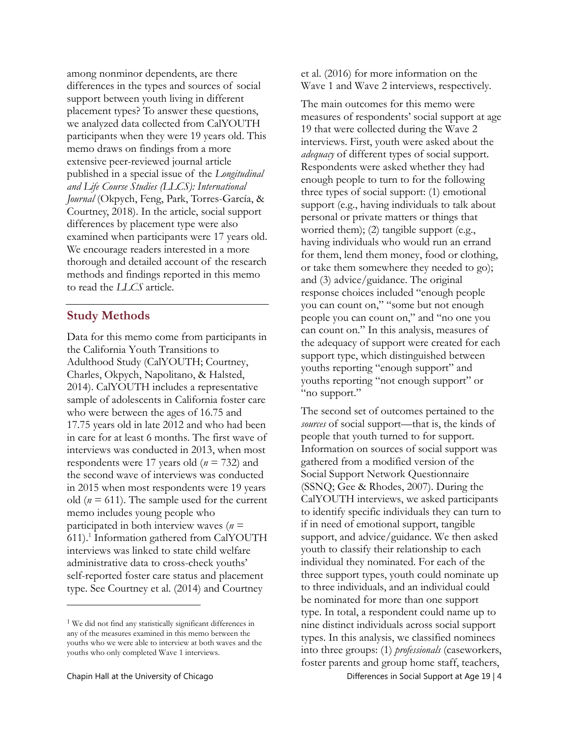among nonminor dependents, are there differences in the types and sources of social support between youth living in different placement types? To answer these questions, we analyzed data collected from CalYOUTH participants when they were 19 years old. This memo draws on findings from a more extensive peer-reviewed journal article published in a special issue of the *Longitudinal and Life Course Studies (LLCS): International Journal* (Okpych, Feng, Park, Torres-García, & Courtney, 2018). In the article, social support differences by placement type were also examined when participants were 17 years old. We encourage readers interested in a more thorough and detailed account of the research methods and findings reported in this memo to read the *LLCS* article.

## Study Methods

Data for this memo come from participants in the California Youth Transitions to Adulthood Study (CalYOUTH; Courtney, Charles, Okpych, Napolitano, & Halsted, 2014). CalYOUTH includes a representative sample of adolescents in California foster care who were between the ages of 16.75 and 17.75 years old in late 2012 and who had been in care for at least 6 months. The first wave of interviews was conducted in 2013, when most respondents were 17 years old ($n$ = 732) and the second wave of interviews was conducted in 2015 when most respondents were 19 years old ($n$ = 611). The sample used for the current memo includes young people who participated in both interview waves ($n$ = 611).[1] Information gathered from CalYOUTH interviews was linked to state child welfare administrative data to cross-check youths' self-reported foster care status and placement type. See Courtney et al. (2014) and Courtney et al. (2016) for more information on the Wave 1 and Wave 2 interviews, respectively.

The main outcomes for this memo were measures of respondents' social support at age 19 that were collected during the Wave 2 interviews. First, youth were asked about the *adequacy* of different types of social support. Respondents were asked whether they had enough people to turn to for the following three types of social support: (1) emotional support (e.g., having individuals to talk about personal or private matters or things that worried them); (2) tangible support (e.g., having individuals who would run an errand for them, lend them money, food or clothing, or take them somewhere they needed to go); and (3) advice/guidance. The original response choices included "enough people you can count on," "some but not enough people you can count on," and "no one you can count on." In this analysis, measures of the adequacy of support were created for each support type, which distinguished between youths reporting "enough support" and youths reporting "not enough support" or "no support."

The second set of outcomes pertained to the *sources* of social support—that is, the kinds of people that youth turned to for support. Information on sources of social support was gathered from a modified version of the Social Support Network Questionnaire (SSNQ; Gee & Rhodes, 2007). During the CalYOUTH interviews, we asked participants to identify specific individuals they can turn to if in need of emotional support, tangible support, and advice/guidance. We then asked youth to classify their relationship to each individual they nominated. For each of the three support types, youth could nominate up to three individuals, and an individual could be nominated for more than one support type. In total, a respondent could name up to nine distinct individuals across social support types. In this analysis, we classified nominees into three groups: (1) *professionals* (caseworkers, foster parents and group home staff, teachers,

---

[1] We did not find any statistically significant differences in any of the measures examined in this memo between the youths who we were able to interview at both waves and the youths who only completed Wave 1 interviews.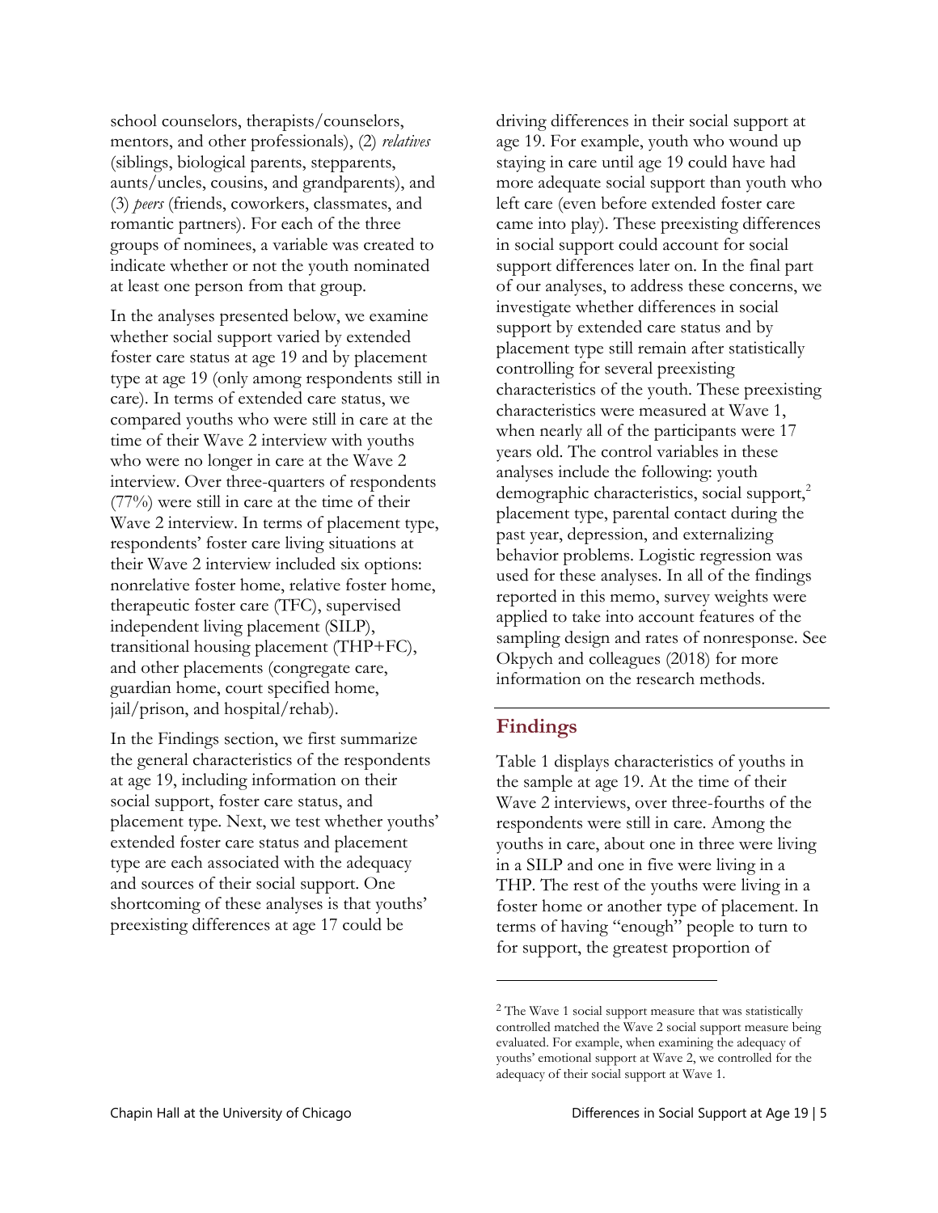school counselors, therapists/counselors, mentors, and other professionals), (2) *relatives* (siblings, biological parents, stepparents, aunts/uncles, cousins, and grandparents), and (3) *peers* (friends, coworkers, classmates, and romantic partners). For each of the three groups of nominees, a variable was created to indicate whether or not the youth nominated at least one person from that group.

In the analyses presented below, we examine whether social support varied by extended foster care status at age 19 and by placement type at age 19 (only among respondents still in care). In terms of extended care status, we compared youths who were still in care at the time of their Wave 2 interview with youths who were no longer in care at the Wave 2 interview. Over three-quarters of respondents (77%) were still in care at the time of their Wave 2 interview. In terms of placement type, respondents' foster care living situations at their Wave 2 interview included six options: nonrelative foster home, relative foster home, therapeutic foster care (TFC), supervised independent living placement (SILP), transitional housing placement (THP+FC), and other placements (congregate care, guardian home, court specified home, jail/prison, and hospital/rehab).

In the Findings section, we first summarize the general characteristics of the respondents at age 19, including information on their social support, foster care status, and placement type. Next, we test whether youths' extended foster care status and placement type are each associated with the adequacy and sources of their social support. One shortcoming of these analyses is that youths' preexisting differences at age 17 could be driving differences in their social support at age 19. For example, youth who wound up staying in care until age 19 could have had more adequate social support than youth who left care (even before extended foster care came into play). These preexisting differences in social support could account for social support differences later on. In the final part of our analyses, to address these concerns, we investigate whether differences in social support by extended care status and by placement type still remain after statistically controlling for several preexisting characteristics of the youth. These preexisting characteristics were measured at Wave 1, when nearly all of the participants were 17 years old. The control variables in these analyses include the following: youth demographic characteristics, social support,[2] placement type, parental contact during the past year, depression, and externalizing behavior problems. Logistic regression was used for these analyses. In all of the findings reported in this memo, survey weights were applied to take into account features of the sampling design and rates of nonresponse. See Okpych and colleagues (2018) for more information on the research methods.

## Findings

Table 1 displays characteristics of youths in the sample at age 19. At the time of their Wave 2 interviews, over three-fourths of the respondents were still in care. Among the youths in care, about one in three were living in a SILP and one in five were living in a THP. The rest of the youths were living in a foster home or another type of placement. In terms of having "enough" people to turn to for support, the greatest proportion of

---

[2] The Wave 1 social support measure that was statistically controlled matched the Wave 2 social support measure being evaluated. For example, when examining the adequacy of youths' emotional support at Wave 2, we controlled for the adequacy of their social support at Wave 1.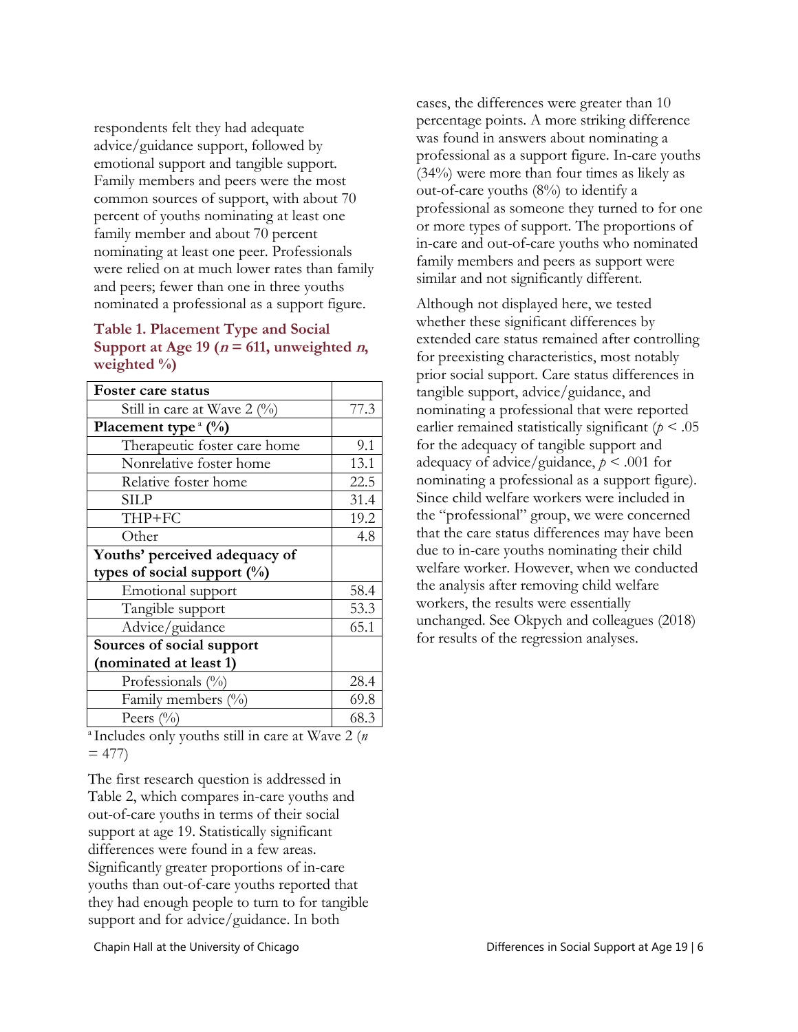respondents felt they had adequate advice/guidance support, followed by emotional support and tangible support. Family members and peers were the most common sources of support, with about 70 percent of youths nominating at least one family member and about 70 percent nominating at least one peer. Professionals were relied on at much lower rates than family and peers; fewer than one in three youths nominated a professional as a support figure.

**Table 1. Placement Type and Social Support at Age 19 (*n* = 611, unweighted *n*, weighted %)**

| **Foster care status** | |
|---|---|
| Still in care at Wave 2 (%) | 77.3 |
| **Placement type [a] (%)** | |
| Therapeutic foster care home | 9.1 |
| Nonrelative foster home | 13.1 |
| Relative foster home | 22.5 |
| SILP | 31.4 |
| THP+FC | 19.2 |
| Other | 4.8 |
| **Youths' perceived adequacy of types of social support (%)** | |
| Emotional support | 58.4 |
| Tangible support | 53.3 |
| Advice/guidance | 65.1 |
| **Sources of social support (nominated at least 1)** | |
| Professionals (%) | 28.4 |
| Family members (%) | 69.8 |
| Peers (%) | 68.3 |

[a] Includes only youths still in care at Wave 2 (*n* = 477)

The first research question is addressed in Table 2, which compares in-care youths and out-of-care youths in terms of their social support at age 19. Statistically significant differences were found in a few areas. Significantly greater proportions of in-care youths than out-of-care youths reported that they had enough people to turn to for tangible support and for advice/guidance. In both cases, the differences were greater than 10 percentage points. A more striking difference was found in answers about nominating a professional as a support figure. In-care youths (34%) were more than four times as likely as out-of-care youths (8%) to identify a professional as someone they turned to for one or more types of support. The proportions of in-care and out-of-care youths who nominated family members and peers as support were similar and not significantly different.

Although not displayed here, we tested whether these significant differences by extended care status remained after controlling for preexisting characteristics, most notably prior social support. Care status differences in tangible support, advice/guidance, and nominating a professional that were reported earlier remained statistically significant ($p < .05$ for the adequacy of tangible support and adequacy of advice/guidance, $p < .001$ for nominating a professional as a support figure). Since child welfare workers were included in the "professional" group, we were concerned that the care status differences may have been due to in-care youths nominating their child welfare worker. However, when we conducted the analysis after removing child welfare workers, the results were essentially unchanged. See Okpych and colleagues (2018) for results of the regression analyses.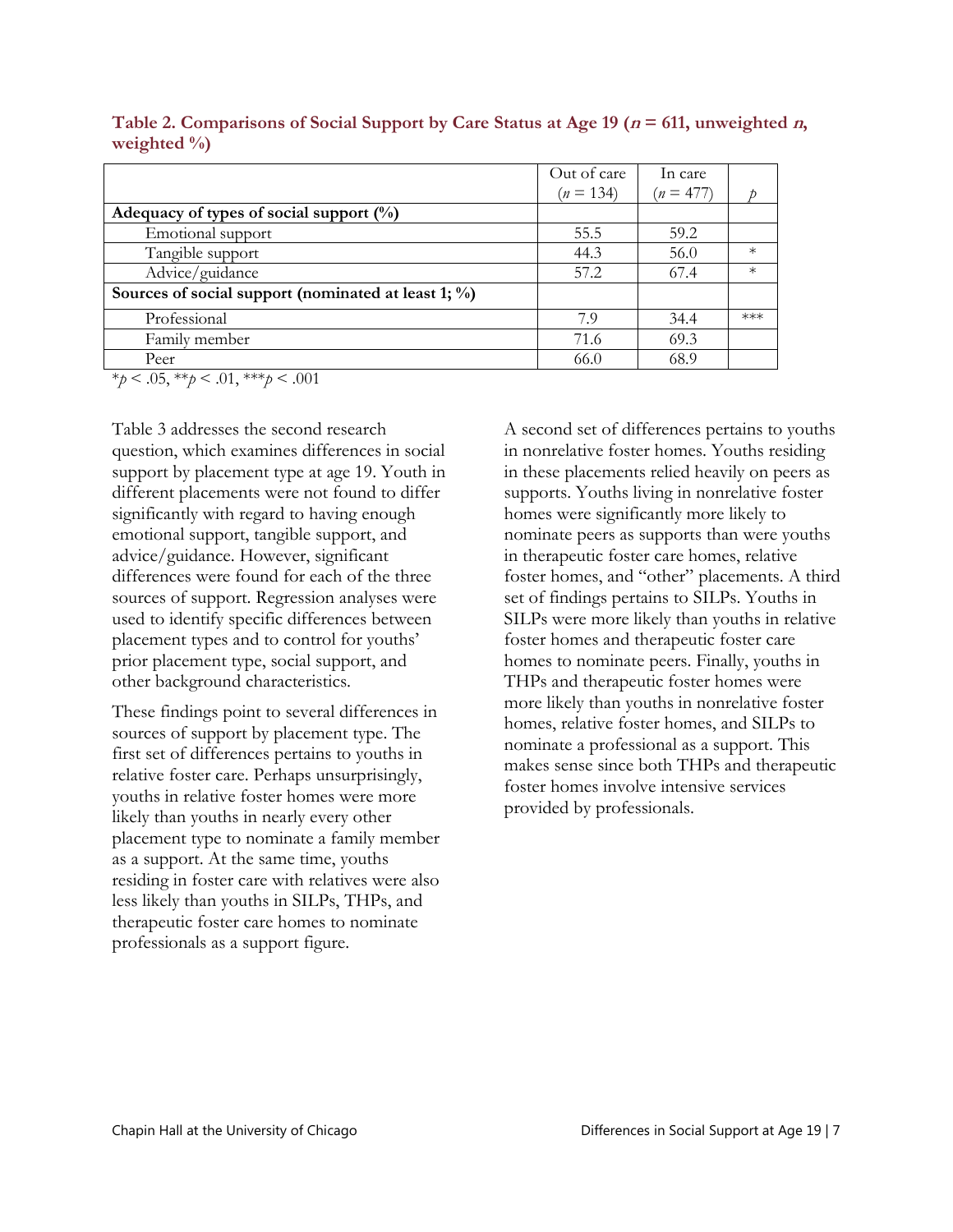**Table 2. Comparisons of Social Support by Care Status at Age 19 ($n$ = 611, unweighted $n$, weighted %)**

| | Out of care ($n$ = 134) | In care ($n$ = 477) | $p$ |
|---|---|---|---|
| **Adequacy of types of social support (%)** | | | |
| Emotional support | 55.5 | 59.2 | |
| Tangible support | 44.3 | 56.0 | * |
| Advice/guidance | 57.2 | 67.4 | * |
| **Sources of social support (nominated at least 1; %)** | | | |
| Professional | 7.9 | 34.4 | *** |
| Family member | 71.6 | 69.3 | |
| Peer | 66.0 | 68.9 | |

*$p < .05$, **$p < .01$, ***$p < .001$

Table 3 addresses the second research question, which examines differences in social support by placement type at age 19. Youth in different placements were not found to differ significantly with regard to having enough emotional support, tangible support, and advice/guidance. However, significant differences were found for each of the three sources of support. Regression analyses were used to identify specific differences between placement types and to control for youths' prior placement type, social support, and other background characteristics.

These findings point to several differences in sources of support by placement type. The first set of differences pertains to youths in relative foster care. Perhaps unsurprisingly, youths in relative foster homes were more likely than youths in nearly every other placement type to nominate a family member as a support. At the same time, youths residing in foster care with relatives were also less likely than youths in SILPs, THPs, and therapeutic foster care homes to nominate professionals as a support figure.

A second set of differences pertains to youths in nonrelative foster homes. Youths residing in these placements relied heavily on peers as supports. Youths living in nonrelative foster homes were significantly more likely to nominate peers as supports than were youths in therapeutic foster care homes, relative foster homes, and "other" placements. A third set of findings pertains to SILPs. Youths in SILPs were more likely than youths in relative foster homes and therapeutic foster care homes to nominate peers. Finally, youths in THPs and therapeutic foster homes were more likely than youths in nonrelative foster homes, relative foster homes, and SILPs to nominate a professional as a support. This makes sense since both THPs and therapeutic foster homes involve intensive services provided by professionals.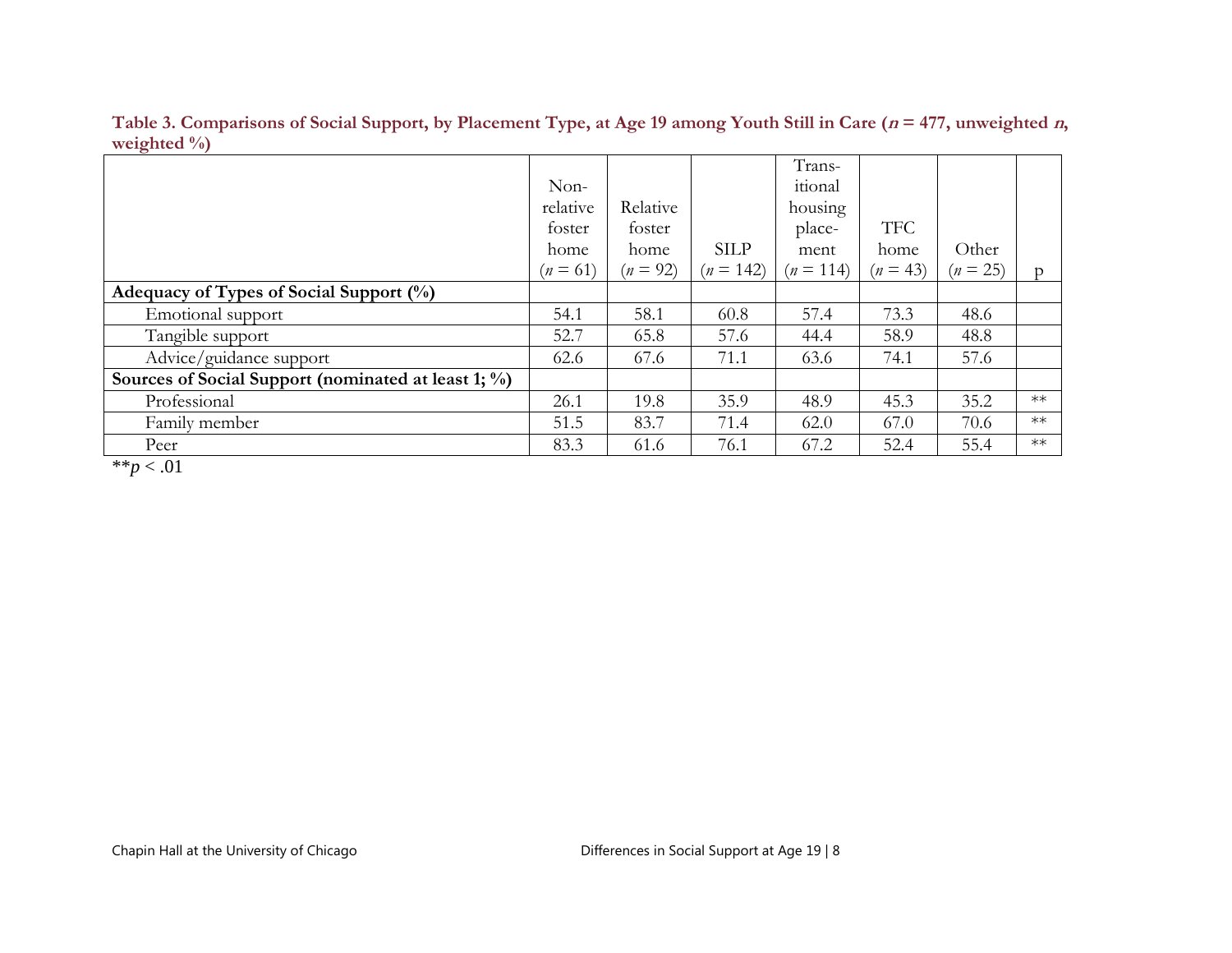**Table 3. Comparisons of Social Support, by Placement Type, at Age 19 among Youth Still in Care (*n* = 477, unweighted *n*, weighted %)**

| | Non-relative foster home (*n* = 61) | Relative foster home (*n* = 92) | SILP (*n* = 142) | Transitional housing placement (*n* = 114) | TFC home (*n* = 43) | Other (*n* = 25) | p |
|---|---|---|---|---|---|---|---|
| **Adequacy of Types of Social Support (%)** | | | | | | | |
| Emotional support | 54.1 | 58.1 | 60.8 | 57.4 | 73.3 | 48.6 | |
| Tangible support | 52.7 | 65.8 | 57.6 | 44.4 | 58.9 | 48.8 | |
| Advice/guidance support | 62.6 | 67.6 | 71.1 | 63.6 | 74.1 | 57.6 | |
| **Sources of Social Support (nominated at least 1; %)** | | | | | | | |
| Professional | 26.1 | 19.8 | 35.9 | 48.9 | 45.3 | 35.2 | ** |
| Family member | 51.5 | 83.7 | 71.4 | 62.0 | 67.0 | 70.6 | ** |
| Peer | 83.3 | 61.6 | 76.1 | 67.2 | 52.4 | 55.4 | ** |

**$p < .01$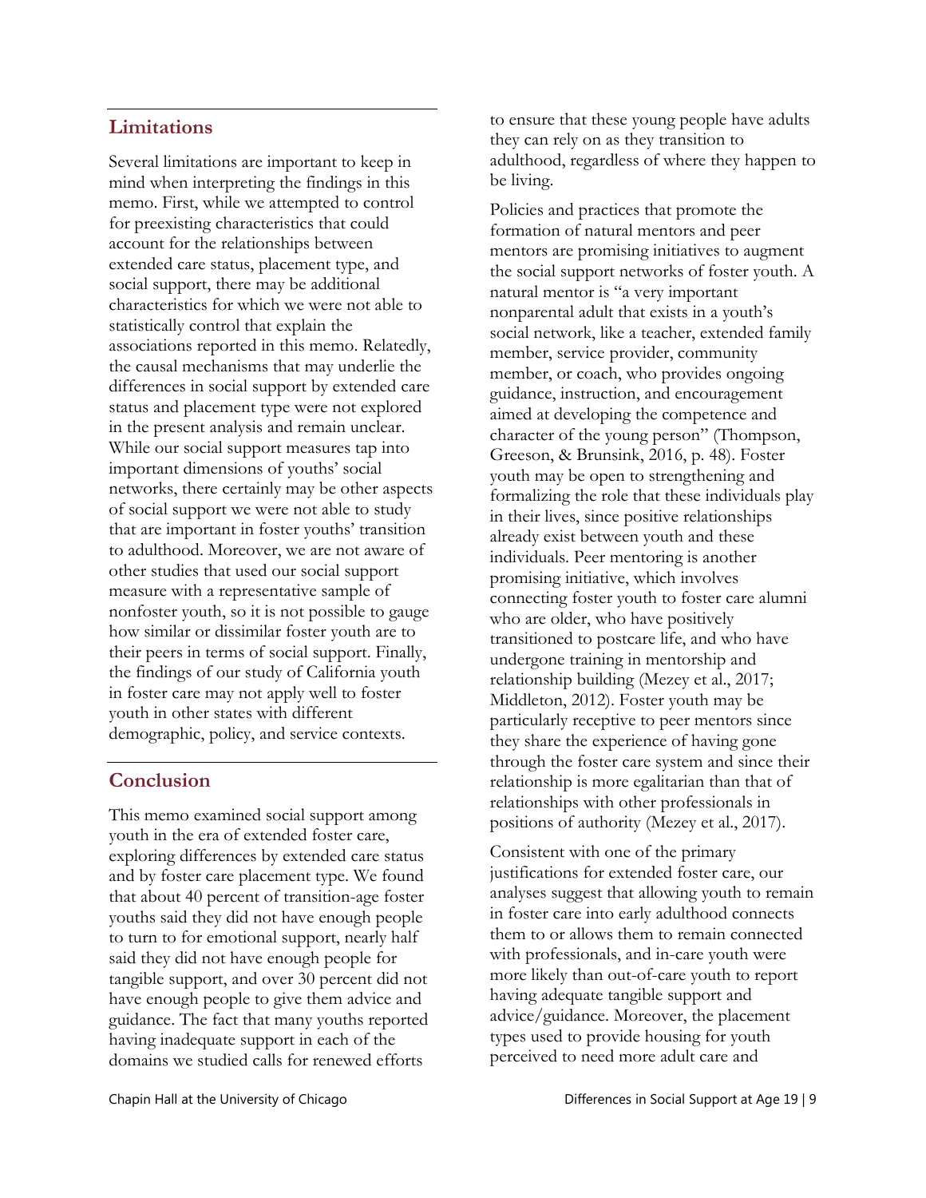## Limitations

Several limitations are important to keep in mind when interpreting the findings in this memo. First, while we attempted to control for preexisting characteristics that could account for the relationships between extended care status, placement type, and social support, there may be additional characteristics for which we were not able to statistically control that explain the associations reported in this memo. Relatedly, the causal mechanisms that may underlie the differences in social support by extended care status and placement type were not explored in the present analysis and remain unclear. While our social support measures tap into important dimensions of youths' social networks, there certainly may be other aspects of social support we were not able to study that are important in foster youths' transition to adulthood. Moreover, we are not aware of other studies that used our social support measure with a representative sample of nonfoster youth, so it is not possible to gauge how similar or dissimilar foster youth are to their peers in terms of social support. Finally, the findings of our study of California youth in foster care may not apply well to foster youth in other states with different demographic, policy, and service contexts.

## Conclusion

This memo examined social support among youth in the era of extended foster care, exploring differences by extended care status and by foster care placement type. We found that about 40 percent of transition-age foster youths said they did not have enough people to turn to for emotional support, nearly half said they did not have enough people for tangible support, and over 30 percent did not have enough people to give them advice and guidance. The fact that many youths reported having inadequate support in each of the domains we studied calls for renewed efforts to ensure that these young people have adults they can rely on as they transition to adulthood, regardless of where they happen to be living.

Policies and practices that promote the formation of natural mentors and peer mentors are promising initiatives to augment the social support networks of foster youth. A natural mentor is "a very important nonparental adult that exists in a youth's social network, like a teacher, extended family member, service provider, community member, or coach, who provides ongoing guidance, instruction, and encouragement aimed at developing the competence and character of the young person" (Thompson, Greeson, & Brunsink, 2016, p. 48). Foster youth may be open to strengthening and formalizing the role that these individuals play in their lives, since positive relationships already exist between youth and these individuals. Peer mentoring is another promising initiative, which involves connecting foster youth to foster care alumni who are older, who have positively transitioned to postcare life, and who have undergone training in mentorship and relationship building (Mezey et al., 2017; Middleton, 2012). Foster youth may be particularly receptive to peer mentors since they share the experience of having gone through the foster care system and since their relationship is more egalitarian than that of relationships with other professionals in positions of authority (Mezey et al., 2017).

Consistent with one of the primary justifications for extended foster care, our analyses suggest that allowing youth to remain in foster care into early adulthood connects them to or allows them to remain connected with professionals, and in-care youth were more likely than out-of-care youth to report having adequate tangible support and advice/guidance. Moreover, the placement types used to provide housing for youth perceived to need more adult care and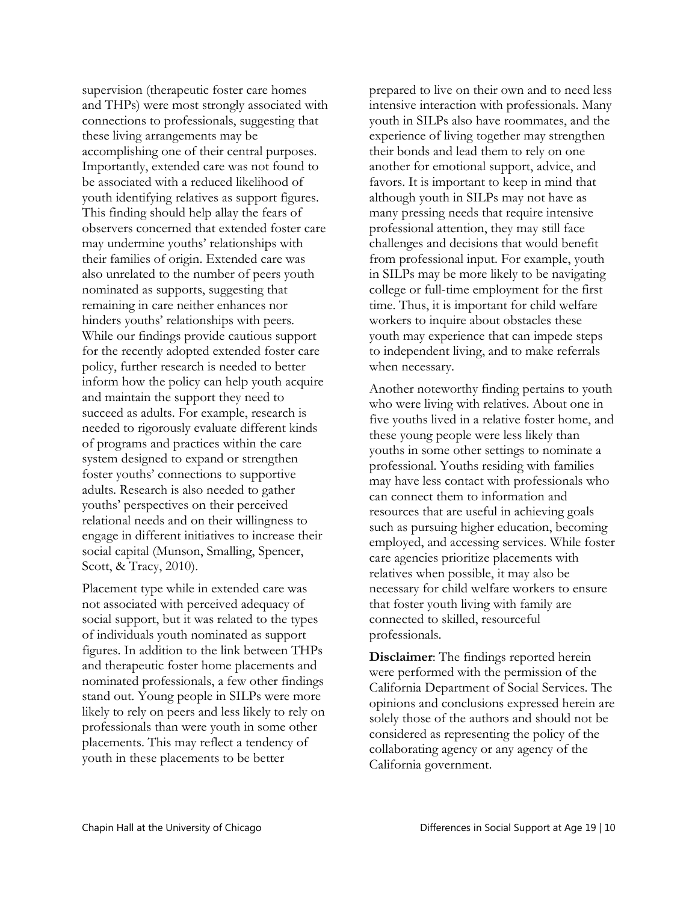supervision (therapeutic foster care homes and THPs) were most strongly associated with connections to professionals, suggesting that these living arrangements may be accomplishing one of their central purposes. Importantly, extended care was not found to be associated with a reduced likelihood of youth identifying relatives as support figures. This finding should help allay the fears of observers concerned that extended foster care may undermine youths' relationships with their families of origin. Extended care was also unrelated to the number of peers youth nominated as supports, suggesting that remaining in care neither enhances nor hinders youths' relationships with peers. While our findings provide cautious support for the recently adopted extended foster care policy, further research is needed to better inform how the policy can help youth acquire and maintain the support they need to succeed as adults. For example, research is needed to rigorously evaluate different kinds of programs and practices within the care system designed to expand or strengthen foster youths' connections to supportive adults. Research is also needed to gather youths' perspectives on their perceived relational needs and on their willingness to engage in different initiatives to increase their social capital (Munson, Smalling, Spencer, Scott, & Tracy, 2010).

Placement type while in extended care was not associated with perceived adequacy of social support, but it was related to the types of individuals youth nominated as support figures. In addition to the link between THPs and therapeutic foster home placements and nominated professionals, a few other findings stand out. Young people in SILPs were more likely to rely on peers and less likely to rely on professionals than were youth in some other placements. This may reflect a tendency of youth in these placements to be better prepared to live on their own and to need less intensive interaction with professionals. Many youth in SILPs also have roommates, and the experience of living together may strengthen their bonds and lead them to rely on one another for emotional support, advice, and favors. It is important to keep in mind that although youth in SILPs may not have as many pressing needs that require intensive professional attention, they may still face challenges and decisions that would benefit from professional input. For example, youth in SILPs may be more likely to be navigating college or full-time employment for the first time. Thus, it is important for child welfare workers to inquire about obstacles these youth may experience that can impede steps to independent living, and to make referrals when necessary.

Another noteworthy finding pertains to youth who were living with relatives. About one in five youths lived in a relative foster home, and these young people were less likely than youths in some other settings to nominate a professional. Youths residing with families may have less contact with professionals who can connect them to information and resources that are useful in achieving goals such as pursuing higher education, becoming employed, and accessing services. While foster care agencies prioritize placements with relatives when possible, it may also be necessary for child welfare workers to ensure that foster youth living with family are connected to skilled, resourceful professionals.

**Disclaimer**: The findings reported herein were performed with the permission of the California Department of Social Services. The opinions and conclusions expressed herein are solely those of the authors and should not be considered as representing the policy of the collaborating agency or any agency of the California government.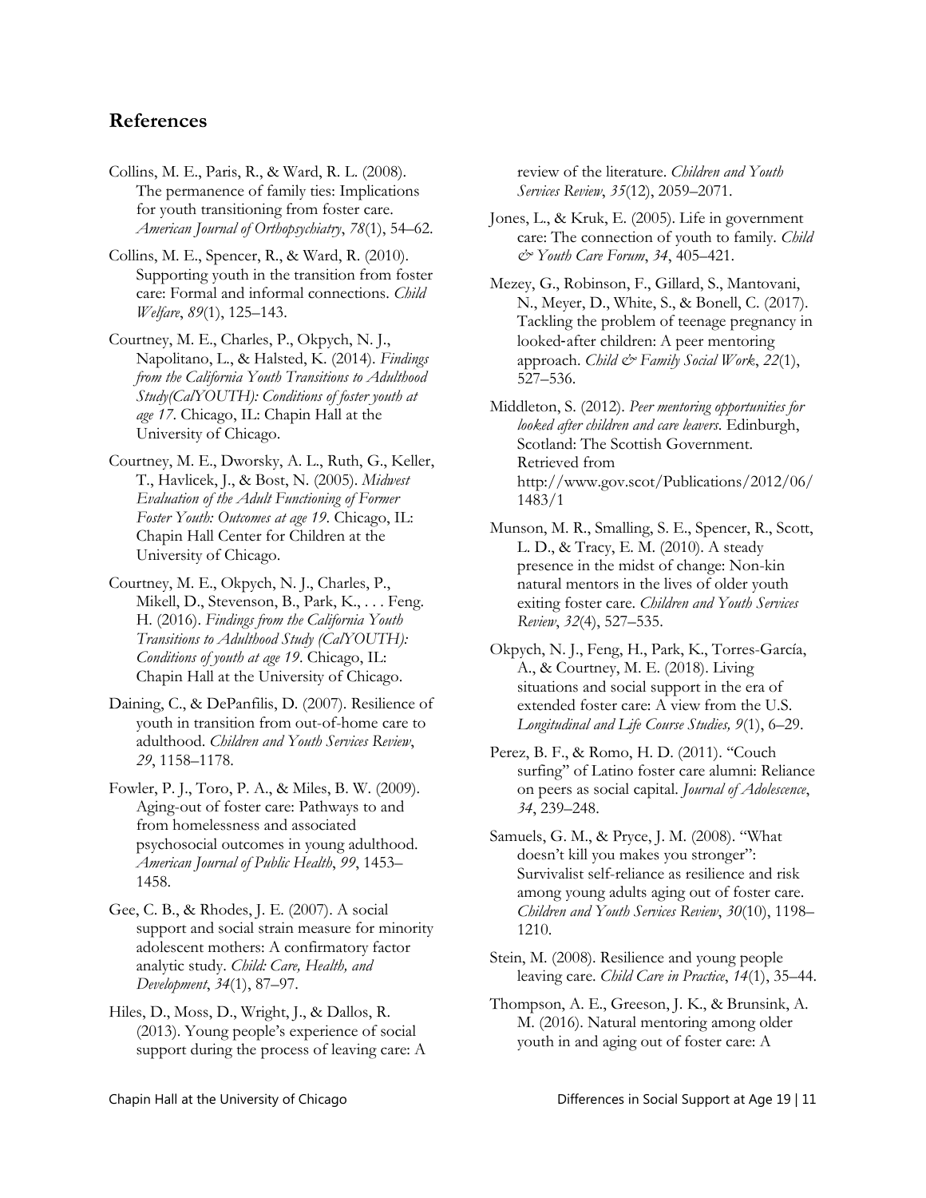## References

Collins, M. E., Paris, R., & Ward, R. L. (2008). The permanence of family ties: Implications for youth transitioning from foster care. *American Journal of Orthopsychiatry*, *78*(1), 54–62.

Collins, M. E., Spencer, R., & Ward, R. (2010). Supporting youth in the transition from foster care: Formal and informal connections. *Child Welfare*, *89*(1), 125–143.

Courtney, M. E., Charles, P., Okpych, N. J., Napolitano, L., & Halsted, K. (2014). *Findings from the California Youth Transitions to Adulthood Study(CalYOUTH): Conditions of foster youth at age 17*. Chicago, IL: Chapin Hall at the University of Chicago.

Courtney, M. E., Dworsky, A. L., Ruth, G., Keller, T., Havlicek, J., & Bost, N. (2005). *Midwest Evaluation of the Adult Functioning of Former Foster Youth: Outcomes at age 19*. Chicago, IL: Chapin Hall Center for Children at the University of Chicago.

Courtney, M. E., Okpych, N. J., Charles, P., Mikell, D., Stevenson, B., Park, K., . . . Feng. H. (2016). *Findings from the California Youth Transitions to Adulthood Study (CalYOUTH): Conditions of youth at age 19*. Chicago, IL: Chapin Hall at the University of Chicago.

Daining, C., & DePanfilis, D. (2007). Resilience of youth in transition from out-of-home care to adulthood. *Children and Youth Services Review*, *29*, 1158–1178.

Fowler, P. J., Toro, P. A., & Miles, B. W. (2009). Aging-out of foster care: Pathways to and from homelessness and associated psychosocial outcomes in young adulthood. *American Journal of Public Health*, *99*, 1453–1458.

Gee, C. B., & Rhodes, J. E. (2007). A social support and social strain measure for minority adolescent mothers: A confirmatory factor analytic study. *Child: Care, Health, and Development*, *34*(1), 87–97.

Hiles, D., Moss, D., Wright, J., & Dallos, R. (2013). Young people's experience of social support during the process of leaving care: A review of the literature. *Children and Youth Services Review*, *35*(12), 2059–2071.

Jones, L., & Kruk, E. (2005). Life in government care: The connection of youth to family. *Child & Youth Care Forum*, *34*, 405–421.

Mezey, G., Robinson, F., Gillard, S., Mantovani, N., Meyer, D., White, S., & Bonell, C. (2017). Tackling the problem of teenage pregnancy in looked-after children: A peer mentoring approach. *Child & Family Social Work*, *22*(1), 527–536.

Middleton, S. (2012). *Peer mentoring opportunities for looked after children and care leavers*. Edinburgh, Scotland: The Scottish Government. Retrieved from http://www.gov.scot/Publications/2012/06/1483/1

Munson, M. R., Smalling, S. E., Spencer, R., Scott, L. D., & Tracy, E. M. (2010). A steady presence in the midst of change: Non-kin natural mentors in the lives of older youth exiting foster care. *Children and Youth Services Review*, *32*(4), 527–535.

Okpych, N. J., Feng, H., Park, K., Torres-García, A., & Courtney, M. E. (2018). Living situations and social support in the era of extended foster care: A view from the U.S. *Longitudinal and Life Course Studies, 9*(1), 6–29.

Perez, B. F., & Romo, H. D. (2011). "Couch surfing" of Latino foster care alumni: Reliance on peers as social capital. *Journal of Adolescence*, *34*, 239–248.

Samuels, G. M., & Pryce, J. M. (2008). "What doesn't kill you makes you stronger": Survivalist self-reliance as resilience and risk among young adults aging out of foster care. *Children and Youth Services Review*, *30*(10), 1198–1210.

Stein, M. (2008). Resilience and young people leaving care. *Child Care in Practice*, *14*(1), 35–44.

Thompson, A. E., Greeson, J. K., & Brunsink, A. M. (2016). Natural mentoring among older youth in and aging out of foster care: A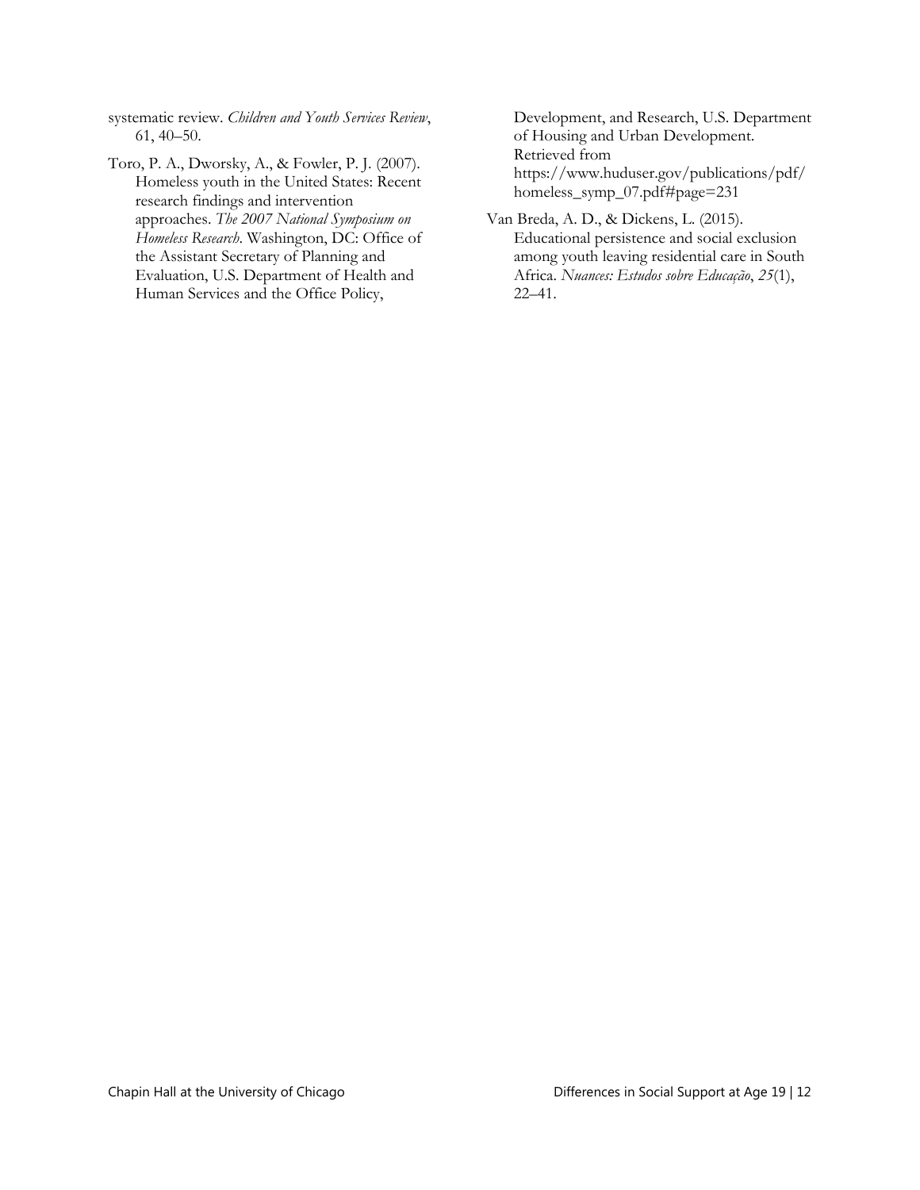systematic review. *Children and Youth Services Review*, 61, 40–50.

Toro, P. A., Dworsky, A., & Fowler, P. J. (2007). Homeless youth in the United States: Recent research findings and intervention approaches. *The 2007 National Symposium on Homeless Research*. Washington, DC: Office of the Assistant Secretary of Planning and Evaluation, U.S. Department of Health and Human Services and the Office Policy, Development, and Research, U.S. Department of Housing and Urban Development. Retrieved from https://www.huduser.gov/publications/pdf/homeless_symp_07.pdf#page=231

Van Breda, A. D., & Dickens, L. (2015). Educational persistence and social exclusion among youth leaving residential care in South Africa. *Nuances: Estudos sobre Educação*, *25*(1), 22–41.